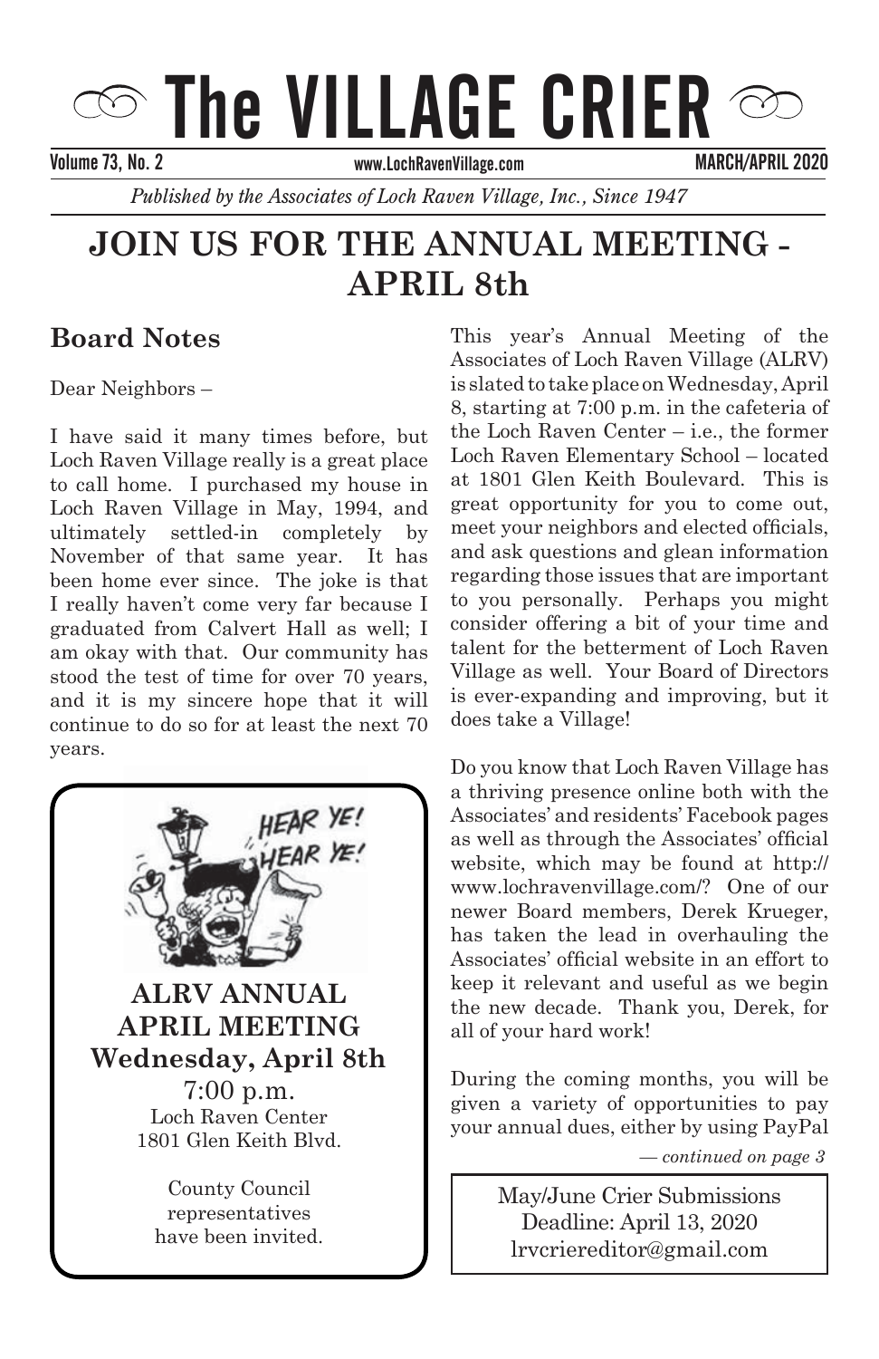# The VILLAGE CRIER

Volume 73, No. 2 www.LochRavenVillage.com MARCH/APRIL 2020

*Published by the Associates of Loch Raven Village, Inc., Since 1947*

# JOIN US FOR THE ANNUAL MEETING - APRIL 8th

## Board Notes

Dear Neighbors –

I have said it many times before, but Loch Raven Village really is a great place to call home. I purchased my house in Loch Raven Village in May, 1994, and ultimately settled-in completely by November of that same year. It has been home ever since. The joke is that I really haven't come very far because I graduated from Calvert Hall as well; I am okay with that. Our community has stood the test of time for over 70 years, and it is my sincere hope that it will continue to do so for at least the next 70 years.

**ALRV ANNUAL APRIL MEETING**
**Wednesday, April 8th**
7:00 p.m.
Loch Raven Center
1801 Glen Keith Blvd.

County Council representatives have been invited.

This year's Annual Meeting of the Associates of Loch Raven Village (ALRV) is slated to take place on Wednesday, April 8, starting at 7:00 p.m. in the cafeteria of the Loch Raven Center – i.e., the former Loch Raven Elementary School – located at 1801 Glen Keith Boulevard. This is great opportunity for you to come out, meet your neighbors and elected officials, and ask questions and glean information regarding those issues that are important to you personally. Perhaps you might consider offering a bit of your time and talent for the betterment of Loch Raven Village as well. Your Board of Directors is ever-expanding and improving, but it does take a Village!

Do you know that Loch Raven Village has a thriving presence online both with the Associates' and residents' Facebook pages as well as through the Associates' official website, which may be found at http://www.lochravenvillage.com/? One of our newer Board members, Derek Krueger, has taken the lead in overhauling the Associates' official website in an effort to keep it relevant and useful as we begin the new decade. Thank you, Derek, for all of your hard work!

During the coming months, you will be given a variety of opportunities to pay your annual dues, either by using PayPal

*— continued on page 3*

May/June Crier Submissions
Deadline: April 13, 2020
lrvcriereditor@gmail.com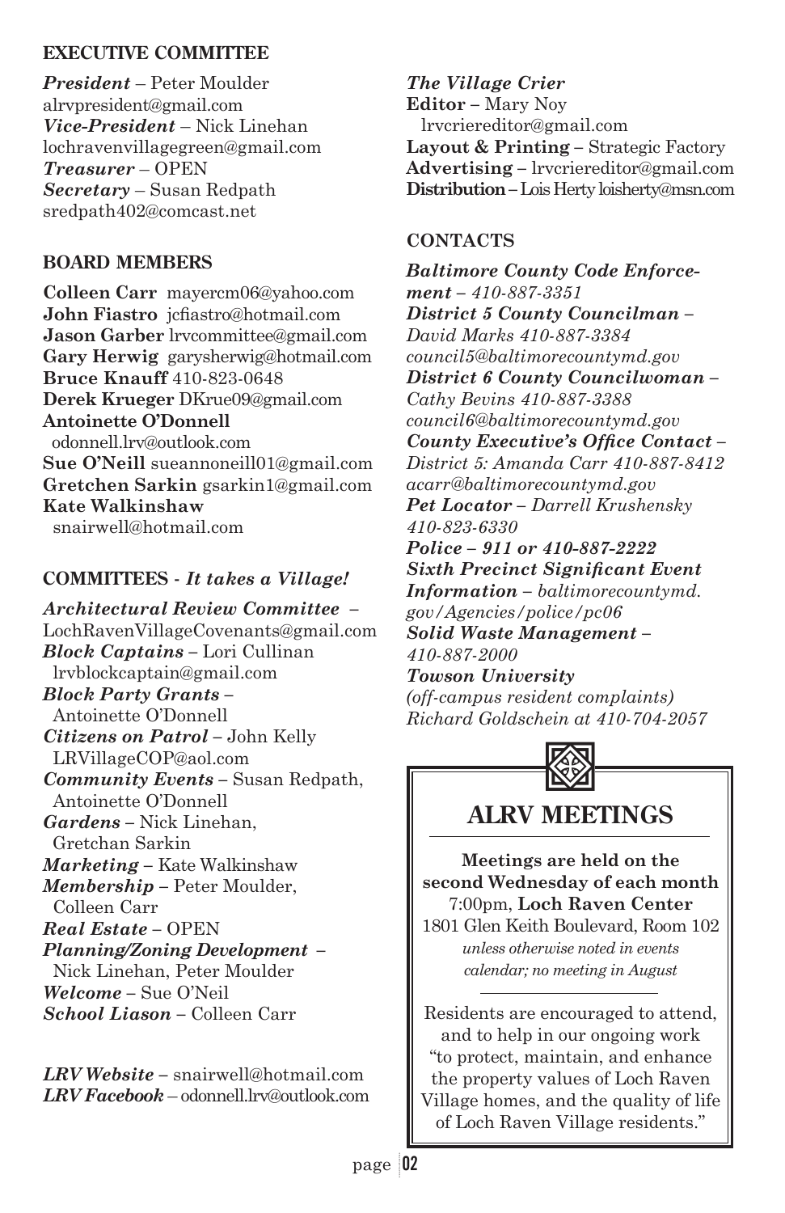## EXECUTIVE COMMITTEE

***President*** – Peter Moulder
alrvpresident@gmail.com
***Vice-President*** – Nick Linehan
lochravenvillagegreen@gmail.com
***Treasurer*** – OPEN
***Secretary*** – Susan Redpath
sredpath402@comcast.net

## BOARD MEMBERS

**Colleen Carr** mayercm06@yahoo.com
**John Fiastro** jcfiastro@hotmail.com
**Jason Garber** lrvcommittee@gmail.com
**Gary Herwig** garysherwig@hotmail.com
**Bruce Knauff** 410-823-0648
**Derek Krueger** DKrue09@gmail.com
**Antoinette O'Donnell**
odonnell.lrv@outlook.com
**Sue O'Neill** sueannoneill01@gmail.com
**Gretchen Sarkin** gsarkin1@gmail.com
**Kate Walkinshaw**
snairwell@hotmail.com

## COMMITTEES - *It takes a Village!*

***Architectural Review Committee*** –
LochRavenVillageCovenants@gmail.com
***Block Captains*** – Lori Cullinan
lrvblockcaptain@gmail.com
***Block Party Grants*** –
Antoinette O'Donnell
***Citizens on Patrol*** – John Kelly
LRVillageCOP@aol.com
***Community Events*** – Susan Redpath,
Antoinette O'Donnell
***Gardens*** – Nick Linehan,
Gretchan Sarkin
***Marketing*** – Kate Walkinshaw
***Membership*** – Peter Moulder,
Colleen Carr
***Real Estate*** – OPEN
***Planning/Zoning Development*** –
Nick Linehan, Peter Moulder
***Welcome*** – Sue O'Neil
***School Liason*** – Colleen Carr

***LRV Website*** – snairwell@hotmail.com
***LRV Facebook*** – odonnell.lrv@outlook.com

***The Village Crier***
**Editor** – Mary Noy
lrvcriereditor@gmail.com
**Layout & Printing** – Strategic Factory
**Advertising** – lrvcriereditor@gmail.com
**Distribution** – Lois Herty loisherty@msn.com

## CONTACTS

***Baltimore County Code Enforcement*** *– 410-887-3351*
***District 5 County Councilman*** *–
David Marks 410-887-3384
council5@baltimorecountymd.gov*
***District 6 County Councilwoman*** *–
Cathy Bevins 410-887-3388
council6@baltimorecountymd.gov*
***County Executive's Office Contact*** *–
District 5: Amanda Carr 410-887-8412
acarr@baltimorecountymd.gov*
***Pet Locator*** *– Darrell Krushensky
410-823-6330*
***Police – 911 or 410-887-2222***
***Sixth Precinct Significant Event Information*** *– baltimorecountymd.gov/Agencies/police/pc06*
***Solid Waste Management*** *–
410-887-2000*
***Towson University***
*(off-campus resident complaints)
Richard Goldschein at 410-704-2057*

## ALRV MEETINGS

**Meetings are held on the second Wednesday of each month**
7:00pm, **Loch Raven Center**
1801 Glen Keith Boulevard, Room 102
*unless otherwise noted in events calendar; no meeting in August*

Residents are encouraged to attend, and to help in our ongoing work "to protect, maintain, and enhance the property values of Loch Raven Village homes, and the quality of life of Loch Raven Village residents."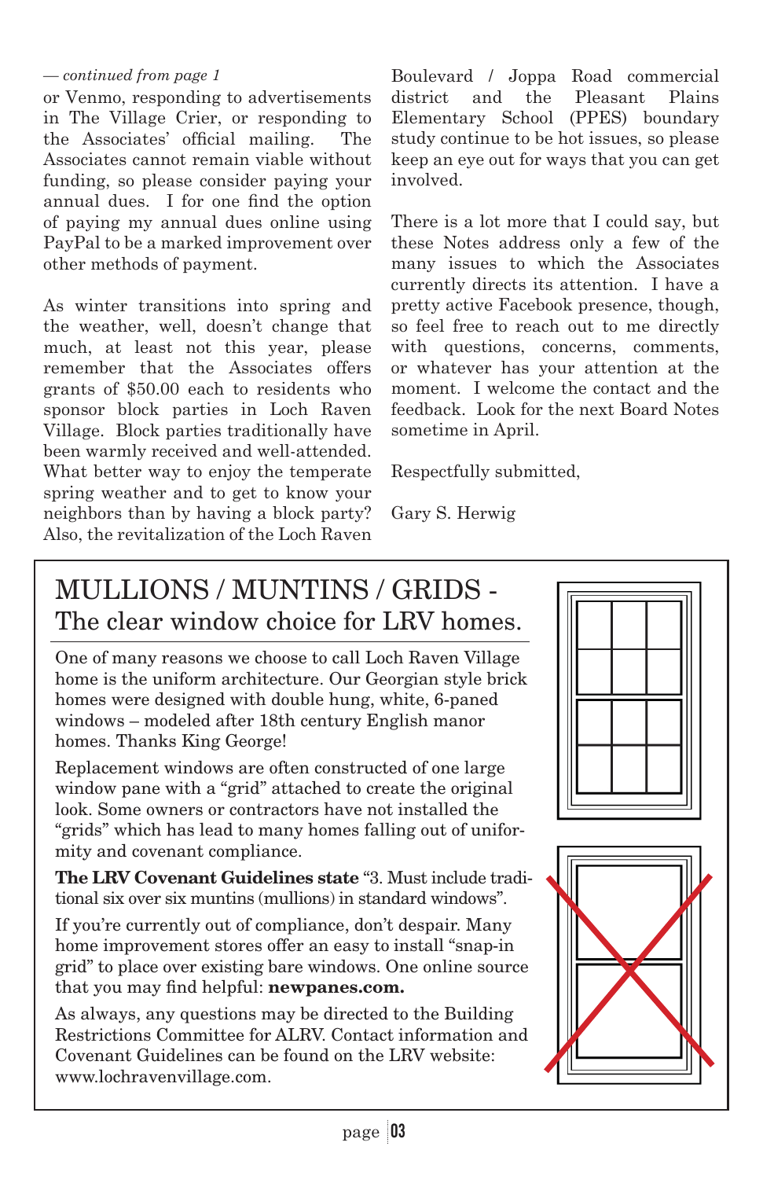*— continued from page 1*

or Venmo, responding to advertisements in The Village Crier, or responding to the Associates' official mailing. The Associates cannot remain viable without funding, so please consider paying your annual dues. I for one find the option of paying my annual dues online using PayPal to be a marked improvement over other methods of payment.

As winter transitions into spring and the weather, well, doesn't change that much, at least not this year, please remember that the Associates offers grants of $50.00 each to residents who sponsor block parties in Loch Raven Village. Block parties traditionally have been warmly received and well-attended. What better way to enjoy the temperate spring weather and to get to know your neighbors than by having a block party? Also, the revitalization of the Loch Raven Boulevard / Joppa Road commercial district and the Pleasant Plains Elementary School (PPES) boundary study continue to be hot issues, so please keep an eye out for ways that you can get involved.

There is a lot more that I could say, but these Notes address only a few of the many issues to which the Associates currently directs its attention. I have a pretty active Facebook presence, though, so feel free to reach out to me directly with questions, concerns, comments, or whatever has your attention at the moment. I welcome the contact and the feedback. Look for the next Board Notes sometime in April.

Respectfully submitted,

Gary S. Herwig

## MULLIONS / MUNTINS / GRIDS - The clear window choice for LRV homes.

One of many reasons we choose to call Loch Raven Village home is the uniform architecture. Our Georgian style brick homes were designed with double hung, white, 6-paned windows – modeled after 18th century English manor homes. Thanks King George!

Replacement windows are often constructed of one large window pane with a "grid" attached to create the original look. Some owners or contractors have not installed the "grids" which has lead to many homes falling out of uniformity and covenant compliance.

**The LRV Covenant Guidelines state** "3. Must include traditional six over six muntins (mullions) in standard windows".

If you're currently out of compliance, don't despair. Many home improvement stores offer an easy to install "snap-in grid" to place over existing bare windows. One online source that you may find helpful: **newpanes.com.**

As always, any questions may be directed to the Building Restrictions Committee for ALRV. Contact information and Covenant Guidelines can be found on the LRV website: www.lochravenvillage.com.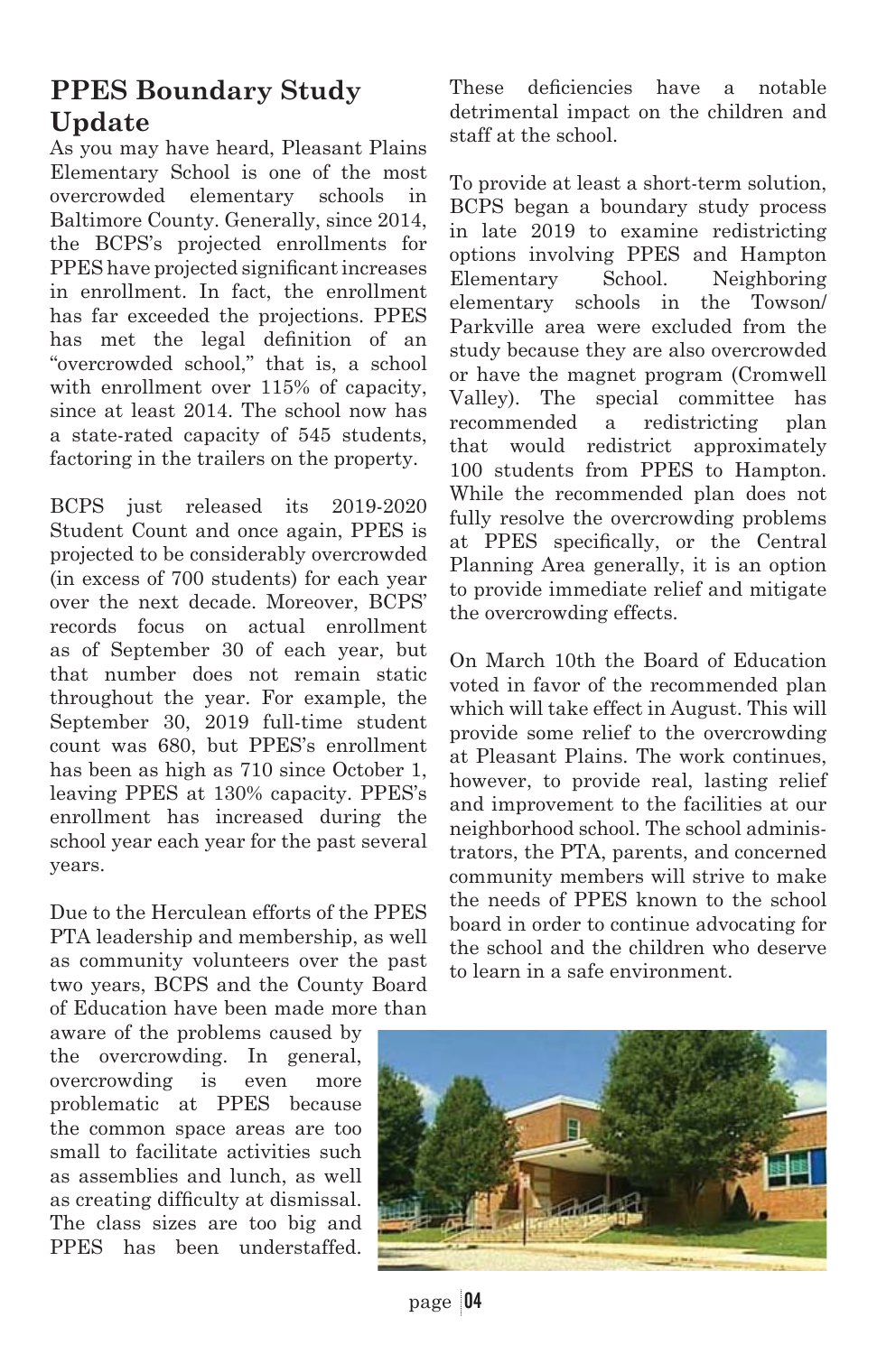# PPES Boundary Study Update

As you may have heard, Pleasant Plains Elementary School is one of the most overcrowded elementary schools in Baltimore County. Generally, since 2014, the BCPS's projected enrollments for PPES have projected significant increases in enrollment. In fact, the enrollment has far exceeded the projections. PPES has met the legal definition of an "overcrowded school," that is, a school with enrollment over 115% of capacity, since at least 2014. The school now has a state-rated capacity of 545 students, factoring in the trailers on the property.

BCPS just released its 2019-2020 Student Count and once again, PPES is projected to be considerably overcrowded (in excess of 700 students) for each year over the next decade. Moreover, BCPS' records focus on actual enrollment as of September 30 of each year, but that number does not remain static throughout the year. For example, the September 30, 2019 full-time student count was 680, but PPES's enrollment has been as high as 710 since October 1, leaving PPES at 130% capacity. PPES's enrollment has increased during the school year each year for the past several years.

Due to the Herculean efforts of the PPES PTA leadership and membership, as well as community volunteers over the past two years, BCPS and the County Board of Education have been made more than aware of the problems caused by the overcrowding. In general, overcrowding is even more problematic at PPES because the common space areas are too small to facilitate activities such as assemblies and lunch, as well as creating difficulty at dismissal. The class sizes are too big and PPES has been understaffed. These deficiencies have a notable detrimental impact on the children and staff at the school.

To provide at least a short-term solution, BCPS began a boundary study process in late 2019 to examine redistricting options involving PPES and Hampton Elementary School. Neighboring elementary schools in the Towson/Parkville area were excluded from the study because they are also overcrowded or have the magnet program (Cromwell Valley). The special committee has recommended a redistricting plan that would redistrict approximately 100 students from PPES to Hampton. While the recommended plan does not fully resolve the overcrowding problems at PPES specifically, or the Central Planning Area generally, it is an option to provide immediate relief and mitigate the overcrowding effects.

On March 10th the Board of Education voted in favor of the recommended plan which will take effect in August. This will provide some relief to the overcrowding at Pleasant Plains. The work continues, however, to provide real, lasting relief and improvement to the facilities at our neighborhood school. The school administrators, the PTA, parents, and concerned community members will strive to make the needs of PPES known to the school board in order to continue advocating for the school and the children who deserve to learn in a safe environment.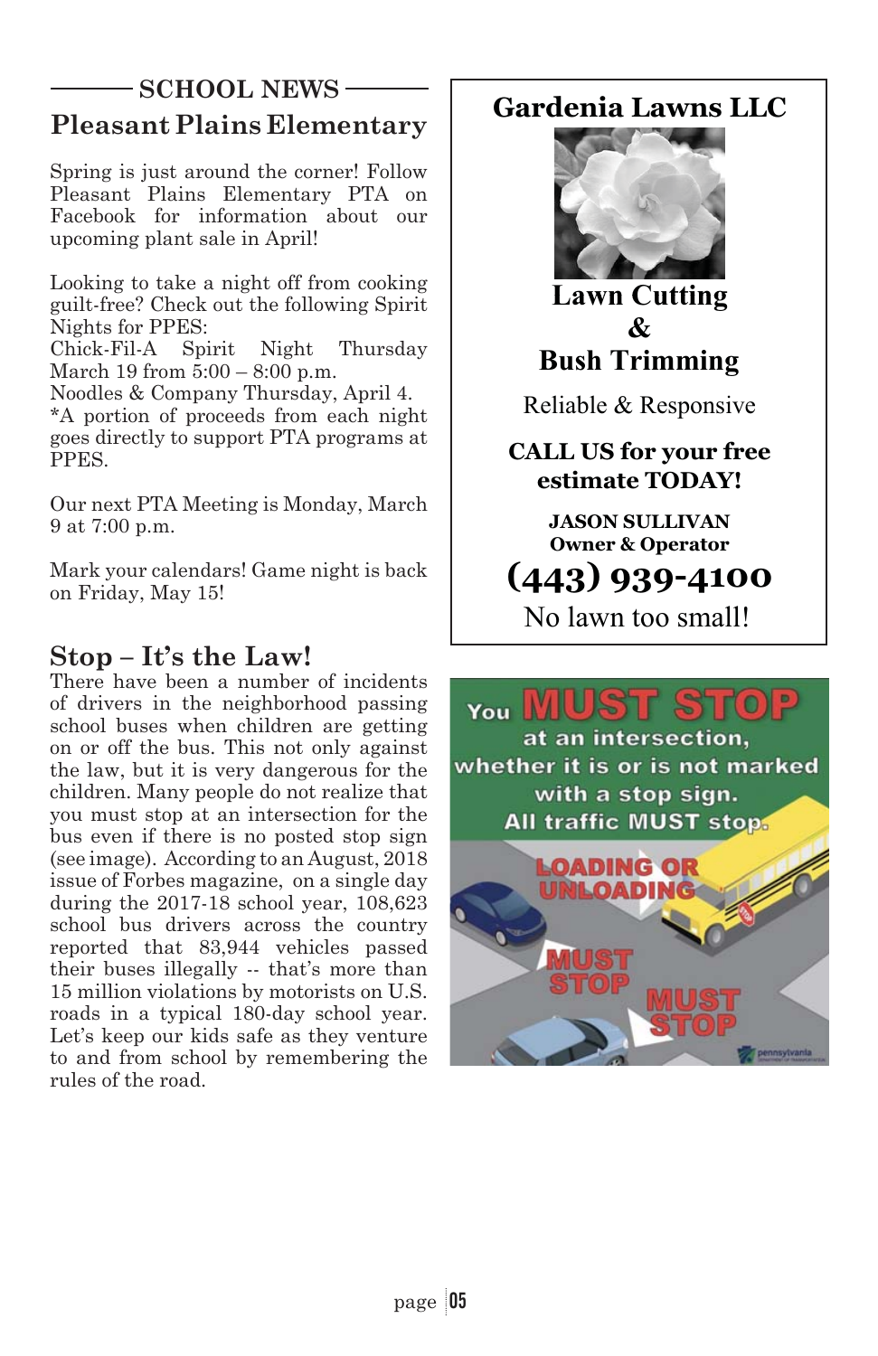## SCHOOL NEWS

### Pleasant Plains Elementary

Spring is just around the corner! Follow Pleasant Plains Elementary PTA on Facebook for information about our upcoming plant sale in April!

Looking to take a night off from cooking guilt-free? Check out the following Spirit Nights for PPES:
Chick-Fil-A Spirit Night Thursday March 19 from 5:00 – 8:00 p.m.
Noodles & Company Thursday, April 4.
*A portion of proceeds from each night goes directly to support PTA programs at PPES.

Our next PTA Meeting is Monday, March 9 at 7:00 p.m.

Mark your calendars! Game night is back on Friday, May 15!

### Stop – It's the Law!

There have been a number of incidents of drivers in the neighborhood passing school buses when children are getting on or off the bus. This not only against the law, but it is very dangerous for the children. Many people do not realize that you must stop at an intersection for the bus even if there is no posted stop sign (see image). According to an August, 2018 issue of Forbes magazine, on a single day during the 2017-18 school year, 108,623 school bus drivers across the country reported that 83,944 vehicles passed their buses illegally -- that's more than 15 million violations by motorists on U.S. roads in a typical 180-day school year. Let's keep our kids safe as they venture to and from school by remembering the rules of the road.

## Gardenia Lawns LLC

**Lawn Cutting & Bush Trimming**

Reliable & Responsive

**CALL US for your free estimate TODAY!**

**JASON SULLIVAN**
**Owner & Operator**

**(443) 939-4100**

No lawn too small!

You **MUST STOP** at an intersection, whether it is or is not marked with a stop sign. All traffic MUST stop.

LOADING OR UNLOADING

MUST STOP

MUST STOP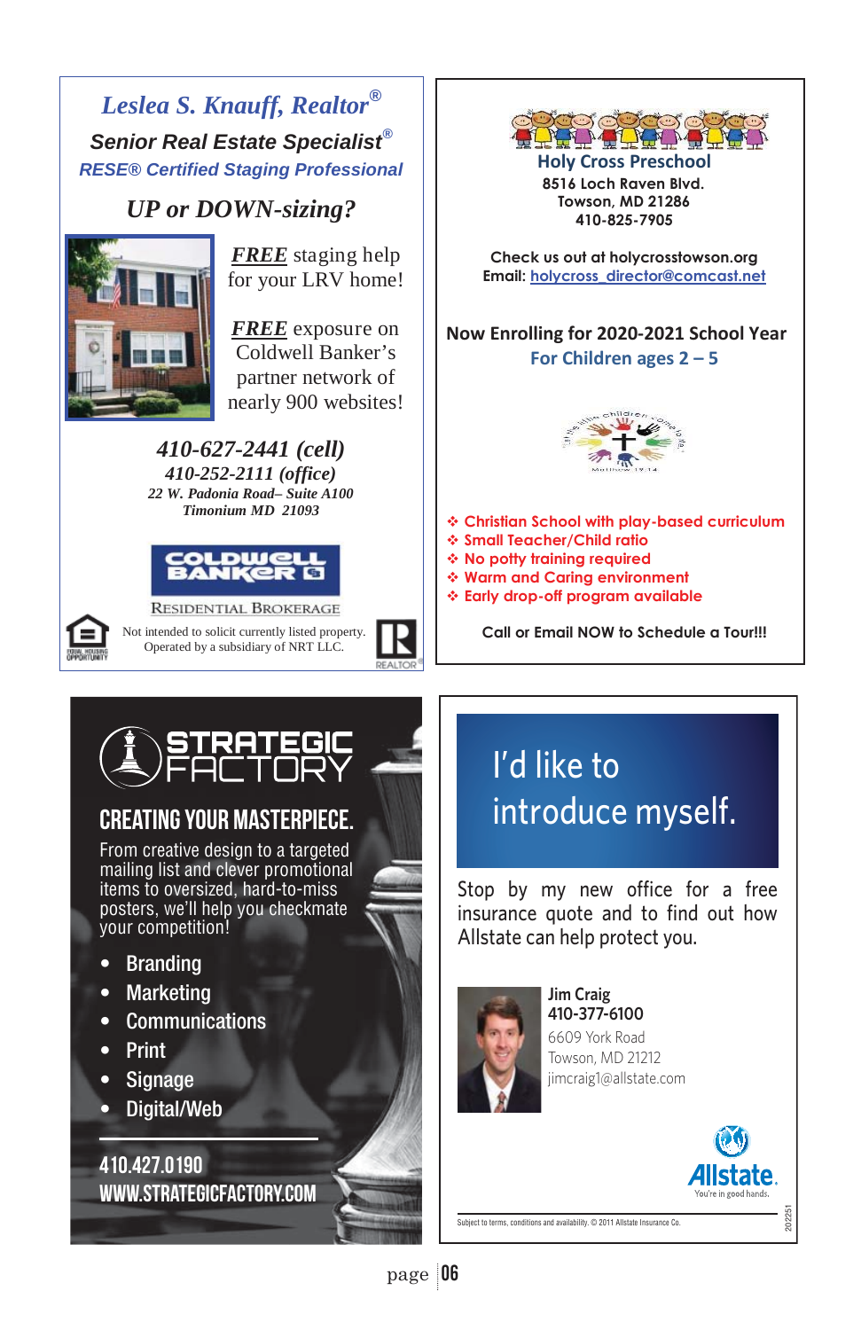## *Leslea S. Knauff, Realtor®*

***Senior Real Estate Specialist®***

***RESE® Certified Staging Professional***

### *UP or DOWN-sizing?*

***FREE*** staging help for your LRV home!

***FREE*** exposure on Coldwell Banker's partner network of nearly 900 websites!

***410-627-2441 (cell)***
***410-252-2111 (office)***
***22 W. Padonia Road– Suite A100***
***Timonium MD 21093***

COLDWELL BANKER
RESIDENTIAL BROKERAGE

Not intended to solicit currently listed property.
Operated by a subsidiary of NRT LLC.

---

## Holy Cross Preschool

**8516 Loch Raven Blvd.**
**Towson, MD 21286**
**410-825-7905**

**Check us out at holycrosstowson.org**
**Email: holycross_director@comcast.net**

**Now Enrolling for 2020-2021 School Year**
**For Children ages 2 – 5**

- **Christian School with play-based curriculum**
- **Small Teacher/Child ratio**
- **No potty training required**
- **Warm and Caring environment**
- **Early drop-off program available**

**Call or Email NOW to Schedule a Tour!!!**

---

## STRATEGIC FACTORY

### CREATING YOUR MASTERPIECE.

From creative design to a targeted mailing list and clever promotional items to oversized, hard-to-miss posters, we'll help you checkmate your competition!

- Branding
- Marketing
- Communications
- Print
- Signage
- Digital/Web

**410.427.0190**
**WWW.STRATEGICFACTORY.COM**

---

## I'd like to introduce myself.

Stop by my new office for a free insurance quote and to find out how Allstate can help protect you.

**Jim Craig**
**410-377-6100**
6609 York Road
Towson, MD 21212
jimcraig1@allstate.com

**Allstate.** You're in good hands.

Subject to terms, conditions and availability. © 2011 Allstate Insurance Co.

202251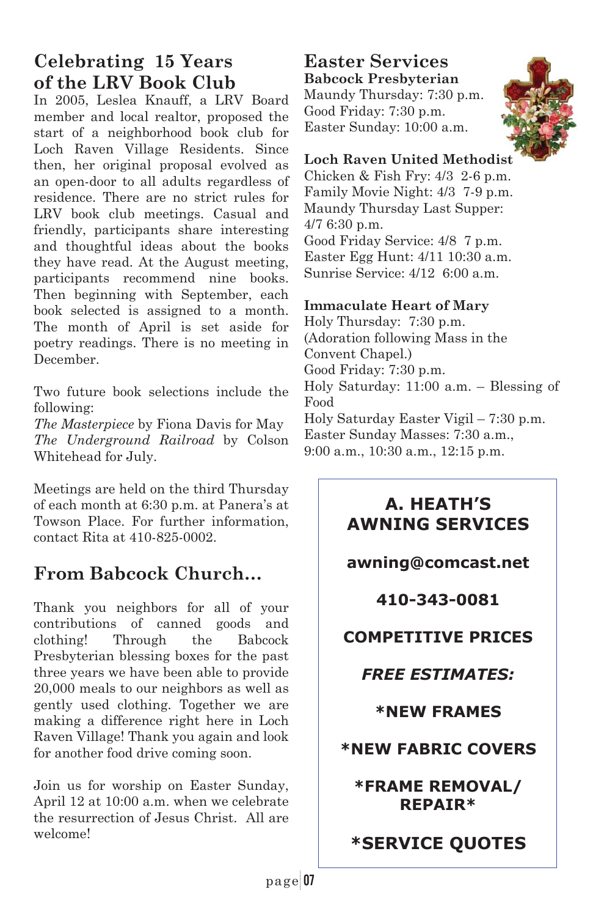## Celebrating 15 Years of the LRV Book Club

In 2005, Leslea Knauff, a LRV Board member and local realtor, proposed the start of a neighborhood book club for Loch Raven Village Residents. Since then, her original proposal evolved as an open-door to all adults regardless of residence. There are no strict rules for LRV book club meetings. Casual and friendly, participants share interesting and thoughtful ideas about the books they have read. At the August meeting, participants recommend nine books. Then beginning with September, each book selected is assigned to a month. The month of April is set aside for poetry readings. There is no meeting in December.

Two future book selections include the following:
*The Masterpiece* by Fiona Davis for May
*The Underground Railroad* by Colson Whitehead for July.

Meetings are held on the third Thursday of each month at 6:30 p.m. at Panera's at Towson Place. For further information, contact Rita at 410-825-0002.

## From Babcock Church...

Thank you neighbors for all of your contributions of canned goods and clothing! Through the Babcock Presbyterian blessing boxes for the past three years we have been able to provide 20,000 meals to our neighbors as well as gently used clothing. Together we are making a difference right here in Loch Raven Village! Thank you again and look for another food drive coming soon.

Join us for worship on Easter Sunday, April 12 at 10:00 a.m. when we celebrate the resurrection of Jesus Christ. All are welcome!

## Easter Services

**Babcock Presbyterian**
Maundy Thursday: 7:30 p.m.
Good Friday: 7:30 p.m.
Easter Sunday: 10:00 a.m.

**Loch Raven United Methodist**
Chicken & Fish Fry: 4/3 2-6 p.m.
Family Movie Night: 4/3 7-9 p.m.
Maundy Thursday Last Supper: 4/7 6:30 p.m.
Good Friday Service: 4/8 7 p.m.
Easter Egg Hunt: 4/11 10:30 a.m.
Sunrise Service: 4/12 6:00 a.m.

**Immaculate Heart of Mary**
Holy Thursday: 7:30 p.m.
(Adoration following Mass in the Convent Chapel.)
Good Friday: 7:30 p.m.
Holy Saturday: 11:00 a.m. – Blessing of Food
Holy Saturday Easter Vigil – 7:30 p.m.
Easter Sunday Masses: 7:30 a.m., 9:00 a.m., 10:30 a.m., 12:15 p.m.

**A. HEATH'S AWNING SERVICES**

**awning@comcast.net**

**410-343-0081**

**COMPETITIVE PRICES**

***FREE ESTIMATES:***

**\*NEW FRAMES**

**\*NEW FABRIC COVERS**

**\*FRAME REMOVAL/ REPAIR\***

**\*SERVICE QUOTES**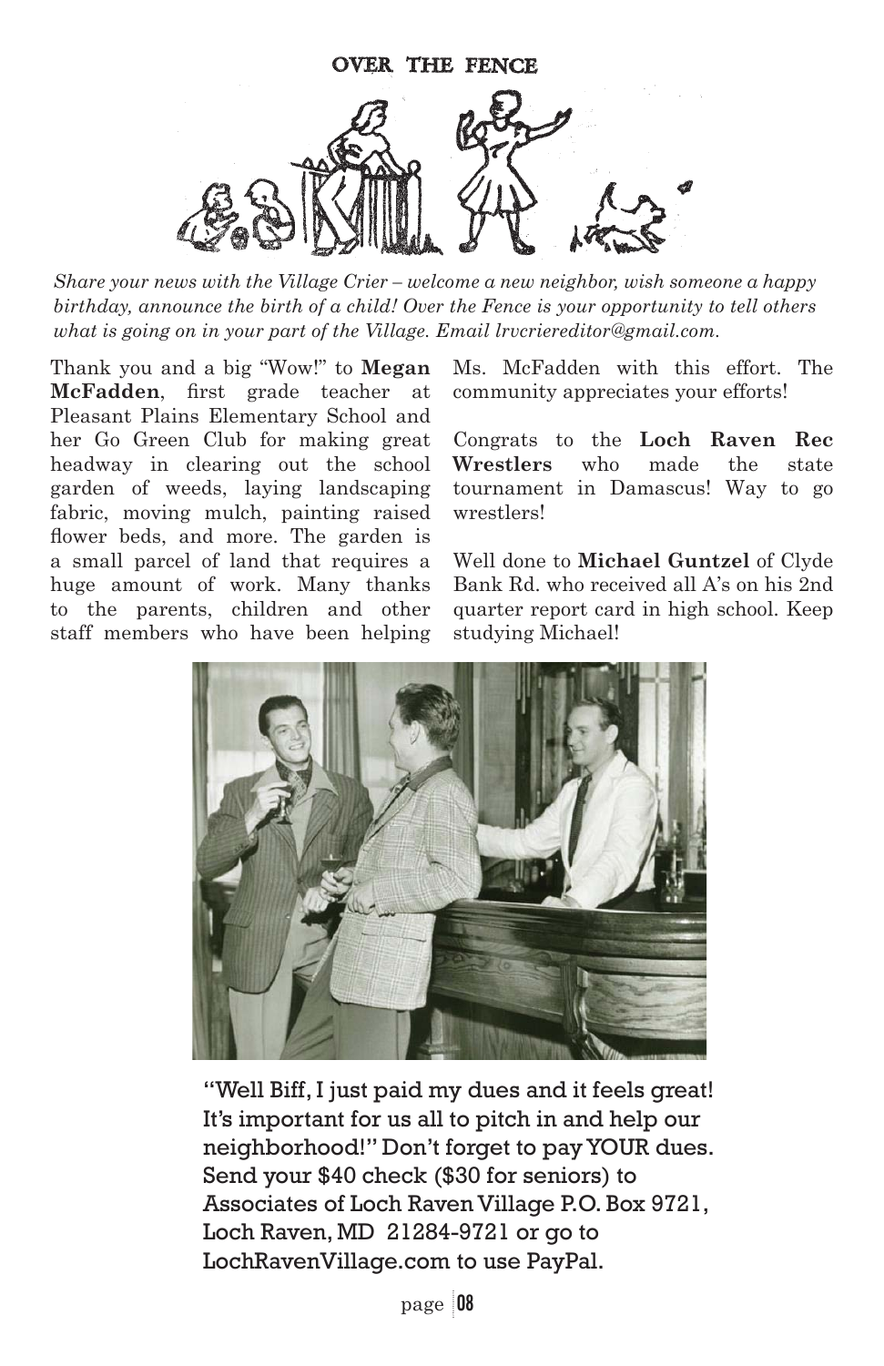# OVER THE FENCE

*Share your news with the Village Crier – welcome a new neighbor, wish someone a happy birthday, announce the birth of a child! Over the Fence is your opportunity to tell others what is going on in your part of the Village. Email lrvcriereditor@gmail.com.*

Thank you and a big "Wow!" to **Megan McFadden**, first grade teacher at Pleasant Plains Elementary School and her Go Green Club for making great headway in clearing out the school garden of weeds, laying landscaping fabric, moving mulch, painting raised flower beds, and more. The garden is a small parcel of land that requires a huge amount of work. Many thanks to the parents, children and other staff members who have been helping Ms. McFadden with this effort. The community appreciates your efforts!

Congrats to the **Loch Raven Rec Wrestlers** who made the state tournament in Damascus! Way to go wrestlers!

Well done to **Michael Guntzel** of Clyde Bank Rd. who received all A's on his 2nd quarter report card in high school. Keep studying Michael!

"Well Biff, I just paid my dues and it feels great! It's important for us all to pitch in and help our neighborhood!" Don't forget to pay YOUR dues. Send your $40 check ($30 for seniors) to Associates of Loch Raven Village P.O. Box 9721, Loch Raven, MD 21284-9721 or go to LochRavenVillage.com to use PayPal.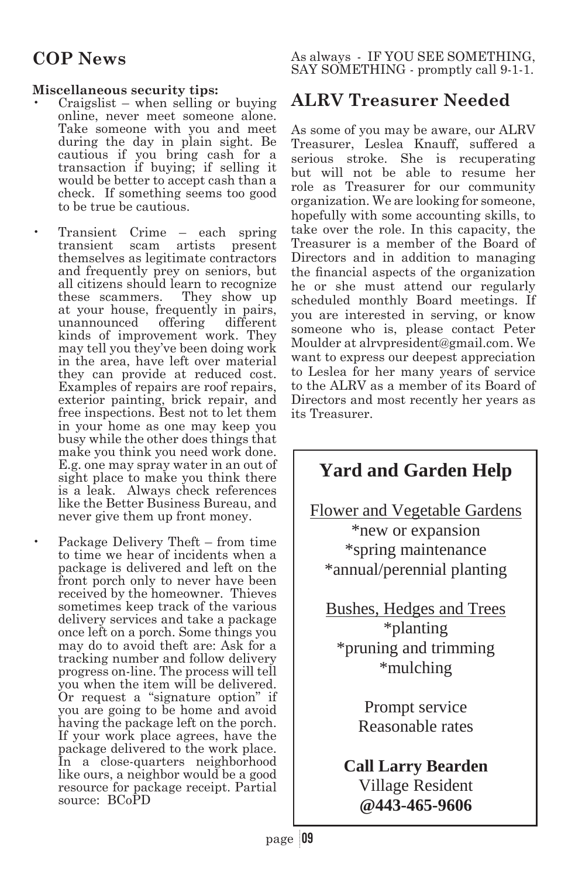## COP News

**Miscellaneous security tips:**

- Craigslist – when selling or buying online, never meet someone alone. Take someone with you and meet during the day in plain sight. Be cautious if you bring cash for a transaction if buying; if selling it would be better to accept cash than a check. If something seems too good to be true be cautious.
- Transient Crime – each spring transient scam artists present themselves as legitimate contractors and frequently prey on seniors, but all citizens should learn to recognize these scammers. They show up at your house, frequently in pairs, unannounced offering different kinds of improvement work. They may tell you they've been doing work in the area, have left over material they can provide at reduced cost. Examples of repairs are roof repairs, exterior painting, brick repair, and free inspections. Best not to let them in your home as one may keep you busy while the other does things that make you think you need work done. E.g. one may spray water in an out of sight place to make you think there is a leak. Always check references like the Better Business Bureau, and never give them up front money.
- Package Delivery Theft – from time to time we hear of incidents when a package is delivered and left on the front porch only to never have been received by the homeowner. Thieves sometimes keep track of the various delivery services and take a package once left on a porch. Some things you may do to avoid theft are: Ask for a tracking number and follow delivery progress on-line. The process will tell you when the item will be delivered. Or request a "signature option" if you are going to be home and avoid having the package left on the porch. If your work place agrees, have the package delivered to the work place. In a close-quarters neighborhood like ours, a neighbor would be a good resource for package receipt. Partial source: BCoPD

As always - IF YOU SEE SOMETHING, SAY SOMETHING - promptly call 9-1-1.

## ALRV Treasurer Needed

As some of you may be aware, our ALRV Treasurer, Leslea Knauff, suffered a serious stroke. She is recuperating but will not be able to resume her role as Treasurer for our community organization. We are looking for someone, hopefully with some accounting skills, to take over the role. In this capacity, the Treasurer is a member of the Board of Directors and in addition to managing the financial aspects of the organization he or she must attend our regularly scheduled monthly Board meetings. If you are interested in serving, or know someone who is, please contact Peter Moulder at alrvpresident@gmail.com. We want to express our deepest appreciation to Leslea for her many years of service to the ALRV as a member of its Board of Directors and most recently her years as its Treasurer.

## Yard and Garden Help

Flower and Vegetable Gardens
*new or expansion
*spring maintenance
*annual/perennial planting

Bushes, Hedges and Trees
*planting
*pruning and trimming
*mulching

Prompt service
Reasonable rates

**Call Larry Bearden**
Village Resident
**@443-465-9606**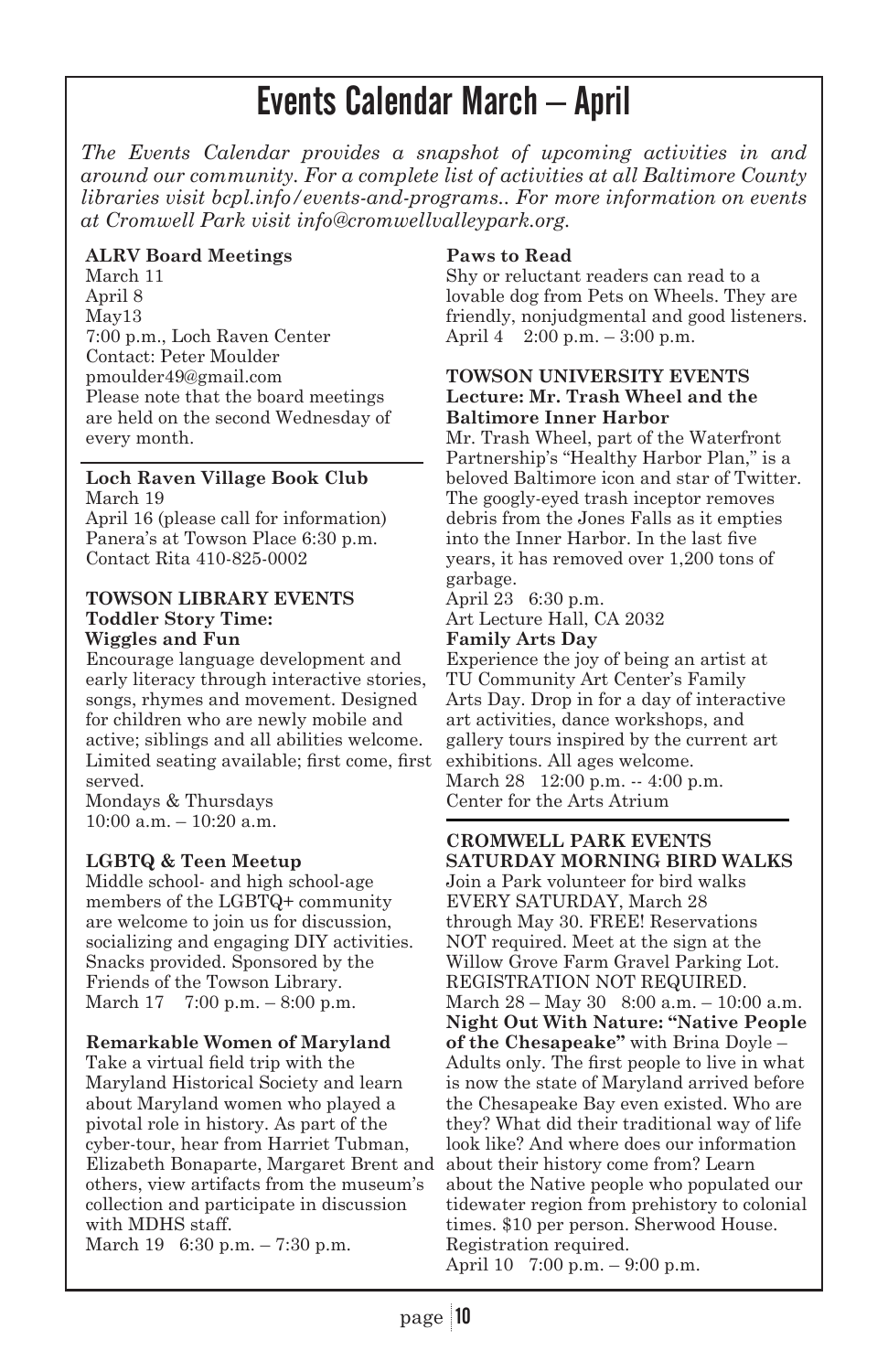# Events Calendar March – April

*The Events Calendar provides a snapshot of upcoming activities in and around our community. For a complete list of activities at all Baltimore County libraries visit bcpl.info/events-and-programs.. For more information on events at Cromwell Park visit info@cromwellvalleypark.org.*

**ALRV Board Meetings**
March 11
April 8
May13
7:00 p.m., Loch Raven Center
Contact: Peter Moulder
pmoulder49@gmail.com
Please note that the board meetings are held on the second Wednesday of every month.

---

**Loch Raven Village Book Club**
March 19
April 16 (please call for information)
Panera's at Towson Place 6:30 p.m.
Contact Rita 410-825-0002

**TOWSON LIBRARY EVENTS**
**Toddler Story Time: Wiggles and Fun**
Encourage language development and early literacy through interactive stories, songs, rhymes and movement. Designed for children who are newly mobile and active; siblings and all abilities welcome. Limited seating available; first come, first served.
Mondays & Thursdays
10:00 a.m. – 10:20 a.m.

**LGBTQ & Teen Meetup**
Middle school- and high school-age members of the LGBTQ+ community are welcome to join us for discussion, socializing and engaging DIY activities. Snacks provided. Sponsored by the Friends of the Towson Library.
March 17 7:00 p.m. – 8:00 p.m.

**Remarkable Women of Maryland**
Take a virtual field trip with the Maryland Historical Society and learn about Maryland women who played a pivotal role in history. As part of the cyber-tour, hear from Harriet Tubman, Elizabeth Bonaparte, Margaret Brent and others, view artifacts from the museum's collection and participate in discussion with MDHS staff.
March 19 6:30 p.m. – 7:30 p.m.

**Paws to Read**
Shy or reluctant readers can read to a lovable dog from Pets on Wheels. They are friendly, nonjudgmental and good listeners.
April 4 2:00 p.m. – 3:00 p.m.

**TOWSON UNIVERSITY EVENTS**
**Lecture: Mr. Trash Wheel and the Baltimore Inner Harbor**
Mr. Trash Wheel, part of the Waterfront Partnership's "Healthy Harbor Plan," is a beloved Baltimore icon and star of Twitter. The googly-eyed trash inceptor removes debris from the Jones Falls as it empties into the Inner Harbor. In the last five years, it has removed over 1,200 tons of garbage.
April 23 6:30 p.m.
Art Lecture Hall, CA 2032

**Family Arts Day**
Experience the joy of being an artist at TU Community Art Center's Family Arts Day. Drop in for a day of interactive art activities, dance workshops, and gallery tours inspired by the current art exhibitions. All ages welcome.
March 28 12:00 p.m. -- 4:00 p.m.
Center for the Arts Atrium

---

**CROMWELL PARK EVENTS**
**SATURDAY MORNING BIRD WALKS**
Join a Park volunteer for bird walks EVERY SATURDAY, March 28 through May 30. FREE! Reservations NOT required. Meet at the sign at the Willow Grove Farm Gravel Parking Lot. REGISTRATION NOT REQUIRED.
March 28 – May 30 8:00 a.m. – 10:00 a.m.

**Night Out With Nature: "Native People of the Chesapeake"** with Brina Doyle – Adults only. The first people to live in what is now the state of Maryland arrived before the Chesapeake Bay even existed. Who are they? What did their traditional way of life look like? And where does our information about their history come from? Learn about the Native people who populated our tidewater region from prehistory to colonial times. $10 per person. Sherwood House. Registration required.
April 10 7:00 p.m. – 9:00 p.m.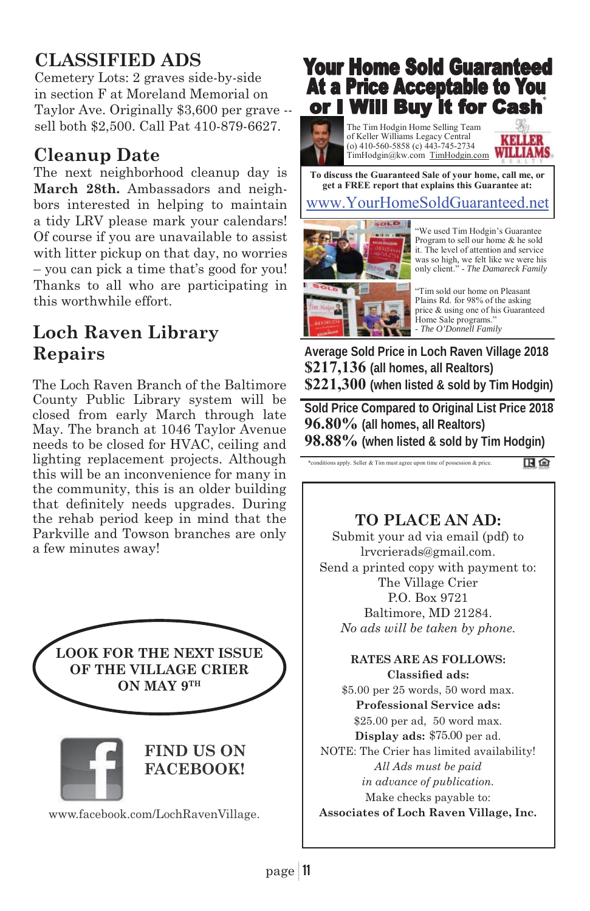## CLASSIFIED ADS

Cemetery Lots: 2 graves side-by-side in section F at Moreland Memorial on Taylor Ave. Originally $3,600 per grave -- sell both $2,500. Call Pat 410-879-6627.

## Cleanup Date

The next neighborhood cleanup day is **March 28th.** Ambassadors and neighbors interested in helping to maintain a tidy LRV please mark your calendars! Of course if you are unavailable to assist with litter pickup on that day, no worries – you can pick a time that's good for you! Thanks to all who are participating in this worthwhile effort.

## Loch Raven Library Repairs

The Loch Raven Branch of the Baltimore County Public Library system will be closed from early March through late May. The branch at 1046 Taylor Avenue needs to be closed for HVAC, ceiling and lighting replacement projects. Although this will be an inconvenience for many in the community, this is an older building that definitely needs upgrades. During the rehab period keep in mind that the Parkville and Towson branches are only a few minutes away!

**LOOK FOR THE NEXT ISSUE OF THE VILLAGE CRIER ON MAY 9TH**

**FIND US ON FACEBOOK!**

www.facebook.com/LochRavenVillage.

# Your Home Sold Guaranteed At a Price Acceptable to You or I Will Buy It for Cash*

The Tim Hodgin Home Selling Team of Keller Williams Legacy Central
(o) 410-560-5858 (c) 443-745-2734
TimHodgin@kw.com TimHodgin.com

KELLER WILLIAMS REALTY

**To discuss the Guaranteed Sale of your home, call me, or get a FREE report that explains this Guarantee at:**

www.YourHomeSoldGuaranteed.net

"We used Tim Hodgin's Guarantee Program to sell our home & he sold it. The level of attention and service was so high, we felt like we were his only client." - *The Damareck Family*

"Tim sold our home on Pleasant Plains Rd. for 98% of the asking price & using one of his Guaranteed Home Sale programs." - *The O'Donnell Family*

**Average Sold Price in Loch Raven Village 2018**
**$217,136** (all homes, all Realtors)
**$221,300** (when listed & sold by Tim Hodgin)

**Sold Price Compared to Original List Price 2018**
**96.80%** (all homes, all Realtors)
**98.88%** (when listed & sold by Tim Hodgin)

*conditions apply. Seller & Tim must agree upon time of possession & price.

## TO PLACE AN AD:

Submit your ad via email (pdf) to lrvcrierads@gmail.com.
Send a printed copy with payment to:
The Village Crier
P.O. Box 9721
Baltimore, MD 21284.
*No ads will be taken by phone.*

**RATES ARE AS FOLLOWS:**

**Classified ads:**
$5.00 per 25 words, 50 word max.
**Professional Service ads:**
$25.00 per ad, 50 word max.
**Display ads:** $75.00 per ad.
NOTE: The Crier has limited availability!
*All Ads must be paid in advance of publication.*
Make checks payable to:
**Associates of Loch Raven Village, Inc.**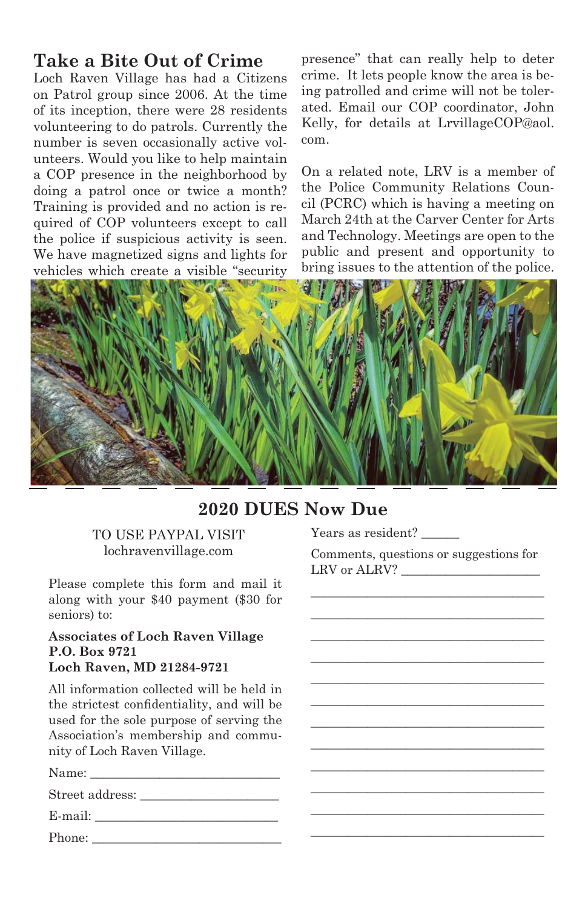## Take a Bite Out of Crime

Loch Raven Village has had a Citizens on Patrol group since 2006. At the time of its inception, there were 28 residents volunteering to do patrols. Currently the number is seven occasionally active volunteers. Would you like to help maintain a COP presence in the neighborhood by doing a patrol once or twice a month? Training is provided and no action is required of COP volunteers except to call the police if suspicious activity is seen. We have magnetized signs and lights for vehicles which create a visible "security presence" that can really help to deter crime. It lets people know the area is being patrolled and crime will not be tolerated. Email our COP coordinator, John Kelly, for details at LrvillageCOP@aol.com.

On a related note, LRV is a member of the Police Community Relations Council (PCRC) which is having a meeting on March 24th at the Carver Center for Arts and Technology. Meetings are open to the public and present and opportunity to bring issues to the attention of the police.

## 2020 DUES Now Due

TO USE PAYPAL VISIT
lochravenvillage.com

Please complete this form and mail it along with your $40 payment ($30 for seniors) to:

**Associates of Loch Raven Village**
**P.O. Box 9721**
**Loch Raven, MD 21284-9721**

All information collected will be held in the strictest confidentiality, and will be used for the sole purpose of serving the Association's membership and community of Loch Raven Village.

Name: ______________________________

Street address: ______________________

E-mail: ____________________________

Phone: _____________________________

Years as resident? ______

Comments, questions or suggestions for LRV or ALRV? ______________________

____________________________________

____________________________________

____________________________________

____________________________________

____________________________________

____________________________________

____________________________________

____________________________________

____________________________________

____________________________________

____________________________________

____________________________________